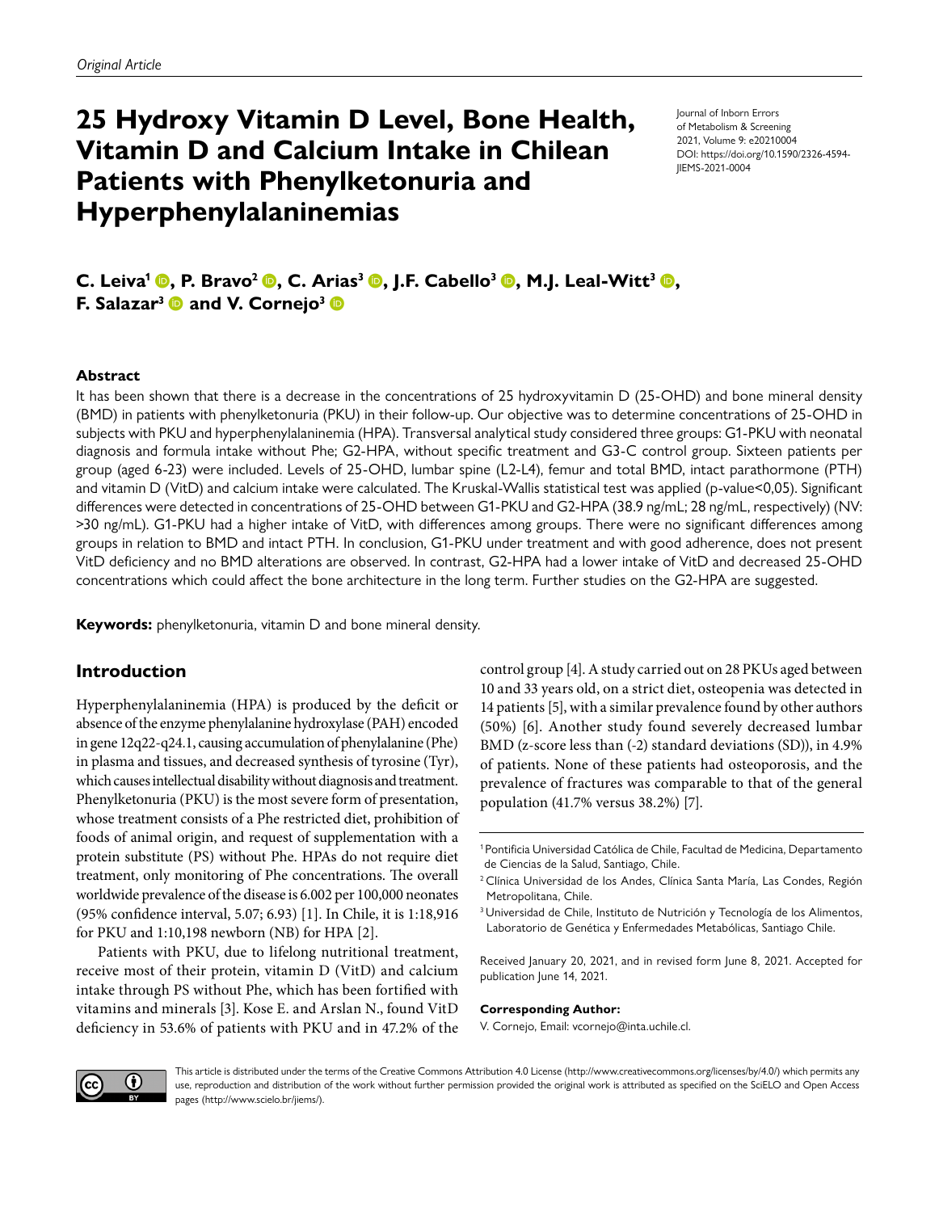*Original Article*

# 25 Hydroxy Vitamin D Level, Bone Health, Vitamin D and Calcium Intake in Chilean Patients with Phenylketonuria and Hyperphenylalaninemias

Journal of Inborn Errors of Metabolism & Screening
2021, Volume 9: e20210004
DOI: https://doi.org/10.1590/2326-4594-JIEMS-2021-0004

**C. Leiva[1], P. Bravo[2], C. Arias[3], J.F. Cabello[3], M.J. Leal-Witt[3], F. Salazar[3] and V. Cornejo[3]**

### Abstract

It has been shown that there is a decrease in the concentrations of 25 hydroxyvitamin D (25-OHD) and bone mineral density (BMD) in patients with phenylketonuria (PKU) in their follow-up. Our objective was to determine concentrations of 25-OHD in subjects with PKU and hyperphenylalaninemia (HPA). Transversal analytical study considered three groups: G1-PKU with neonatal diagnosis and formula intake without Phe; G2-HPA, without specific treatment and G3-C control group. Sixteen patients per group (aged 6-23) were included. Levels of 25-OHD, lumbar spine (L2-L4), femur and total BMD, intact parathormone (PTH) and vitamin D (VitD) and calcium intake were calculated. The Kruskal-Wallis statistical test was applied (p-value<0,05). Significant differences were detected in concentrations of 25-OHD between G1-PKU and G2-HPA (38.9 ng/mL; 28 ng/mL, respectively) (NV: >30 ng/mL). G1-PKU had a higher intake of VitD, with differences among groups. There were no significant differences among groups in relation to BMD and intact PTH. In conclusion, G1-PKU under treatment and with good adherence, does not present VitD deficiency and no BMD alterations are observed. In contrast, G2-HPA had a lower intake of VitD and decreased 25-OHD concentrations which could affect the bone architecture in the long term. Further studies on the G2-HPA are suggested.

**Keywords:** phenylketonuria, vitamin D and bone mineral density.

## Introduction

Hyperphenylalaninemia (HPA) is produced by the deficit or absence of the enzyme phenylalanine hydroxylase (PAH) encoded in gene 12q22-q24.1, causing accumulation of phenylalanine (Phe) in plasma and tissues, and decreased synthesis of tyrosine (Tyr), which causes intellectual disability without diagnosis and treatment. Phenylketonuria (PKU) is the most severe form of presentation, whose treatment consists of a Phe restricted diet, prohibition of foods of animal origin, and request of supplementation with a protein substitute (PS) without Phe. HPAs do not require diet treatment, only monitoring of Phe concentrations. The overall worldwide prevalence of the disease is 6.002 per 100,000 neonates (95% confidence interval, 5.07; 6.93) [1]. In Chile, it is 1:18,916 for PKU and 1:10,198 newborn (NB) for HPA [2].

Patients with PKU, due to lifelong nutritional treatment, receive most of their protein, vitamin D (VitD) and calcium intake through PS without Phe, which has been fortified with vitamins and minerals [3]. Kose E. and Arslan N., found VitD deficiency in 53.6% of patients with PKU and in 47.2% of the control group [4]. A study carried out on 28 PKUs aged between 10 and 33 years old, on a strict diet, osteopenia was detected in 14 patients [5], with a similar prevalence found by other authors (50%) [6]. Another study found severely decreased lumbar BMD (z-score less than (-2) standard deviations (SD)), in 4.9% of patients. None of these patients had osteoporosis, and the prevalence of fractures was comparable to that of the general population (41.7% versus 38.2%) [7].

---

[1] Pontificia Universidad Católica de Chile, Facultad de Medicina, Departamento de Ciencias de la Salud, Santiago, Chile.

[2] Clínica Universidad de los Andes, Clínica Santa María, Las Condes, Región Metropolitana, Chile.

[3] Universidad de Chile, Instituto de Nutrición y Tecnología de los Alimentos, Laboratorio de Genética y Enfermedades Metabólicas, Santiago Chile.

Received January 20, 2021, and in revised form June 8, 2021. Accepted for publication June 14, 2021.

**Corresponding Author:**
V. Cornejo, Email: vcornejo@inta.uchile.cl.

This article is distributed under the terms of the Creative Commons Attribution 4.0 License (http://www.creativecommons.org/licenses/by/4.0/) which permits any use, reproduction and distribution of the work without further permission provided the original work is attributed as specified on the SciELO and Open Access pages (http://www.scielo.br/jiems/).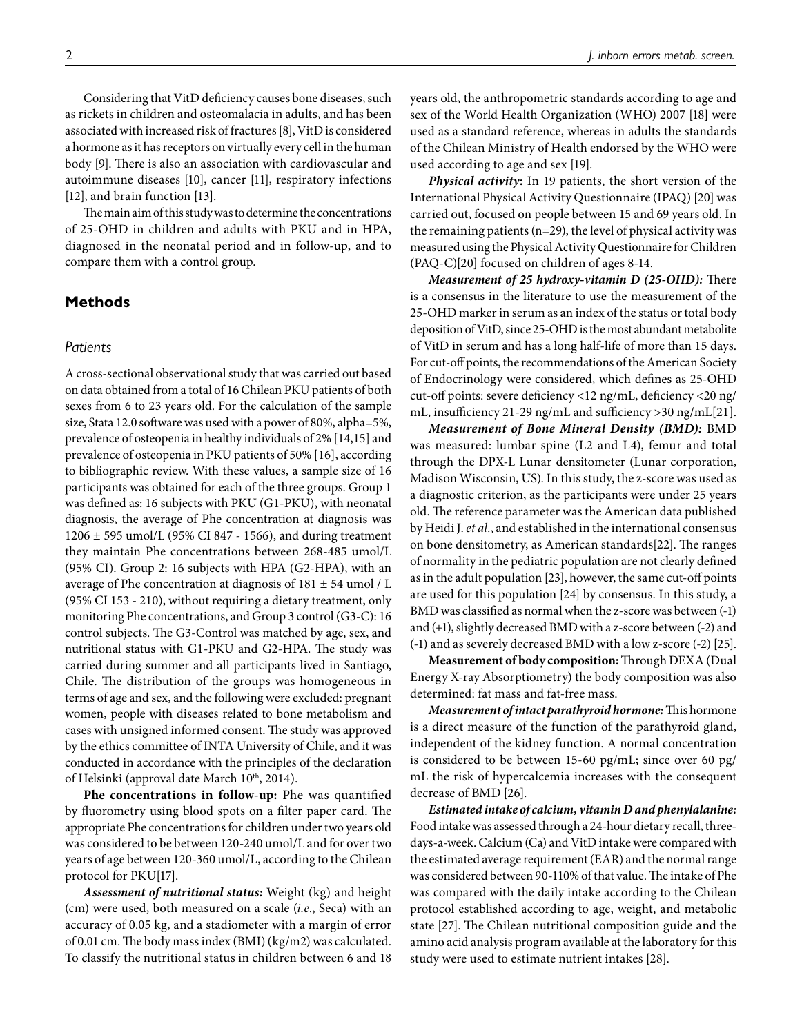Considering that VitD deficiency causes bone diseases, such as rickets in children and osteomalacia in adults, and has been associated with increased risk of fractures [8], VitD is considered a hormone as it has receptors on virtually every cell in the human body [9]. There is also an association with cardiovascular and autoimmune diseases [10], cancer [11], respiratory infections [12], and brain function [13].

The main aim of this study was to determine the concentrations of 25-OHD in children and adults with PKU and in HPA, diagnosed in the neonatal period and in follow-up, and to compare them with a control group.

## Methods

### Patients

A cross-sectional observational study that was carried out based on data obtained from a total of 16 Chilean PKU patients of both sexes from 6 to 23 years old. For the calculation of the sample size, Stata 12.0 software was used with a power of 80%, alpha=5%, prevalence of osteopenia in healthy individuals of 2% [14,15] and prevalence of osteopenia in PKU patients of 50% [16], according to bibliographic review. With these values, a sample size of 16 participants was obtained for each of the three groups. Group 1 was defined as: 16 subjects with PKU (G1-PKU), with neonatal diagnosis, the average of Phe concentration at diagnosis was 1206 ± 595 umol/L (95% CI 847 - 1566), and during treatment they maintain Phe concentrations between 268-485 umol/L (95% CI). Group 2: 16 subjects with HPA (G2-HPA), with an average of Phe concentration at diagnosis of 181 ± 54 umol / L (95% CI 153 - 210), without requiring a dietary treatment, only monitoring Phe concentrations, and Group 3 control (G3-C): 16 control subjects. The G3-Control was matched by age, sex, and nutritional status with G1-PKU and G2-HPA. The study was carried during summer and all participants lived in Santiago, Chile. The distribution of the groups was homogeneous in terms of age and sex, and the following were excluded: pregnant women, people with diseases related to bone metabolism and cases with unsigned informed consent. The study was approved by the ethics committee of INTA University of Chile, and it was conducted in accordance with the principles of the declaration of Helsinki (approval date March 10th, 2014).

**Phe concentrations in follow-up:** Phe was quantified by fluorometry using blood spots on a filter paper card. The appropriate Phe concentrations for children under two years old was considered to be between 120-240 umol/L and for over two years of age between 120-360 umol/L, according to the Chilean protocol for PKU[17].

***Assessment of nutritional status:*** Weight (kg) and height (cm) were used, both measured on a scale (*i.e*., Seca) with an accuracy of 0.05 kg, and a stadiometer with a margin of error of 0.01 cm. The body mass index (BMI) (kg/m2) was calculated. To classify the nutritional status in children between 6 and 18 years old, the anthropometric standards according to age and sex of the World Health Organization (WHO) 2007 [18] were used as a standard reference, whereas in adults the standards of the Chilean Ministry of Health endorsed by the WHO were used according to age and sex [19].

***Physical activity*:** In 19 patients, the short version of the International Physical Activity Questionnaire (IPAQ) [20] was carried out, focused on people between 15 and 69 years old. In the remaining patients (n=29), the level of physical activity was measured using the Physical Activity Questionnaire for Children (PAQ-C)[20] focused on children of ages 8-14.

***Measurement of 25 hydroxy-vitamin D (25-OHD):*** There is a consensus in the literature to use the measurement of the 25-OHD marker in serum as an index of the status or total body deposition of VitD, since 25-OHD is the most abundant metabolite of VitD in serum and has a long half-life of more than 15 days. For cut-off points, the recommendations of the American Society of Endocrinology were considered, which defines as 25-OHD cut-off points: severe deficiency <12 ng/mL, deficiency <20 ng/mL, insufficiency 21-29 ng/mL and sufficiency >30 ng/mL[21].

***Measurement of Bone Mineral Density (BMD):*** BMD was measured: lumbar spine (L2 and L4), femur and total through the DPX-L Lunar densitometer (Lunar corporation, Madison Wisconsin, US). In this study, the z-score was used as a diagnostic criterion, as the participants were under 25 years old. The reference parameter was the American data published by Heidi J. *et al*., and established in the international consensus on bone densitometry, as American standards[22]. The ranges of normality in the pediatric population are not clearly defined as in the adult population [23], however, the same cut-off points are used for this population [24] by consensus. In this study, a BMD was classified as normal when the z-score was between (-1) and (+1), slightly decreased BMD with a z-score between (-2) and (-1) and as severely decreased BMD with a low z-score (-2) [25].

**Measurement of body composition:** Through DEXA (Dual Energy X-ray Absorptiometry) the body composition was also determined: fat mass and fat-free mass.

***Measurement of intact parathyroid hormone:*** This hormone is a direct measure of the function of the parathyroid gland, independent of the kidney function. A normal concentration is considered to be between 15-60 pg/mL; since over 60 pg/mL the risk of hypercalcemia increases with the consequent decrease of BMD [26].

***Estimated intake of calcium, vitamin D and phenylalanine:*** Food intake was assessed through a 24-hour dietary recall, three-days-a-week. Calcium (Ca) and VitD intake were compared with the estimated average requirement (EAR) and the normal range was considered between 90-110% of that value. The intake of Phe was compared with the daily intake according to the Chilean protocol established according to age, weight, and metabolic state [27]. The Chilean nutritional composition guide and the amino acid analysis program available at the laboratory for this study were used to estimate nutrient intakes [28].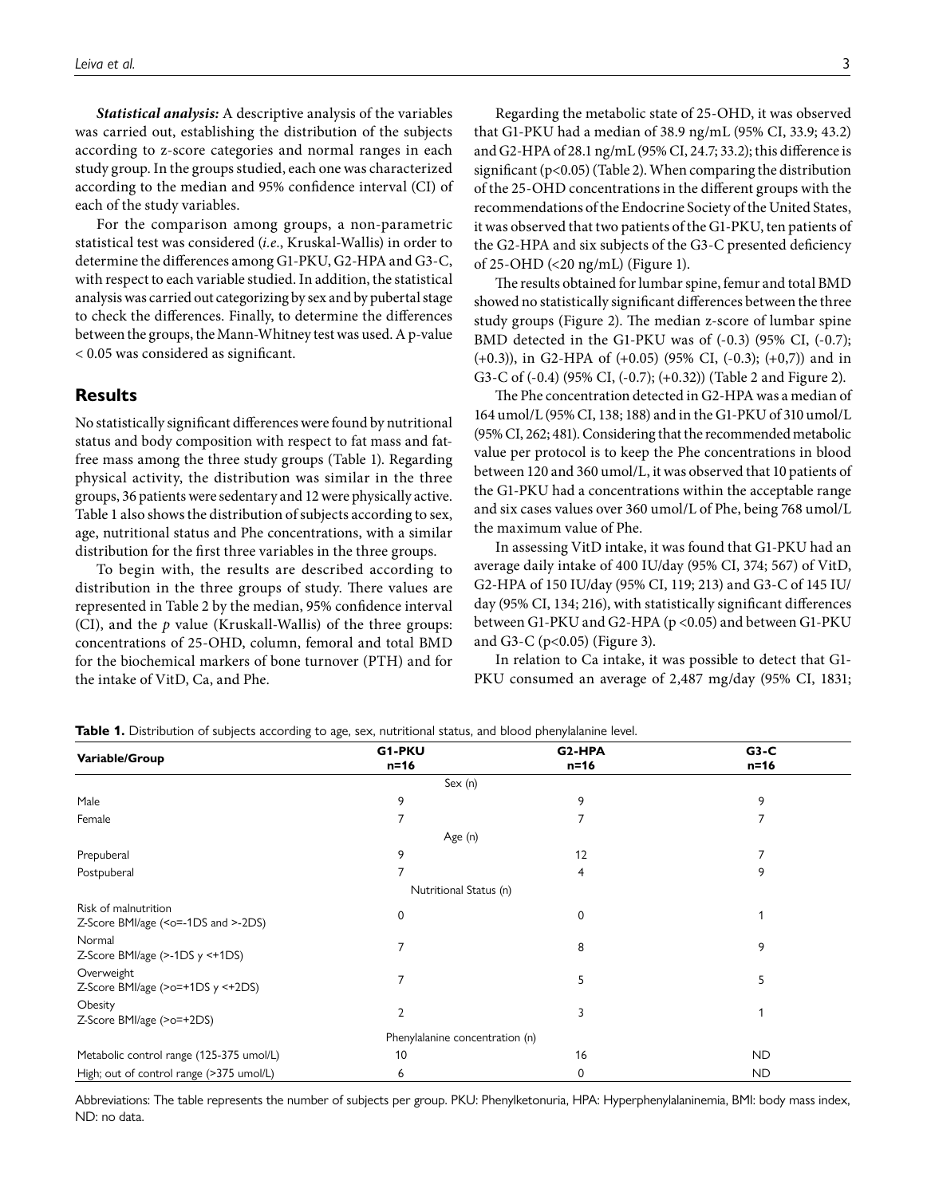***Statistical analysis:*** A descriptive analysis of the variables was carried out, establishing the distribution of the subjects according to z-score categories and normal ranges in each study group. In the groups studied, each one was characterized according to the median and 95% confidence interval (CI) of each of the study variables.

For the comparison among groups, a non-parametric statistical test was considered (*i.e.*, Kruskal-Wallis) in order to determine the differences among G1-PKU, G2-HPA and G3-C, with respect to each variable studied. In addition, the statistical analysis was carried out categorizing by sex and by pubertal stage to check the differences. Finally, to determine the differences between the groups, the Mann-Whitney test was used. A p-value < 0.05 was considered as significant.

## Results

No statistically significant differences were found by nutritional status and body composition with respect to fat mass and fat-free mass among the three study groups (Table 1). Regarding physical activity, the distribution was similar in the three groups, 36 patients were sedentary and 12 were physically active. Table 1 also shows the distribution of subjects according to sex, age, nutritional status and Phe concentrations, with a similar distribution for the first three variables in the three groups.

To begin with, the results are described according to distribution in the three groups of study. There values are represented in Table 2 by the median, 95% confidence interval (CI), and the *p* value (Kruskall-Wallis) of the three groups: concentrations of 25-OHD, column, femoral and total BMD for the biochemical markers of bone turnover (PTH) and for the intake of VitD, Ca, and Phe.

Regarding the metabolic state of 25-OHD, it was observed that G1-PKU had a median of 38.9 ng/mL (95% CI, 33.9; 43.2) and G2-HPA of 28.1 ng/mL (95% CI, 24.7; 33.2); this difference is significant (p<0.05) (Table 2). When comparing the distribution of the 25-OHD concentrations in the different groups with the recommendations of the Endocrine Society of the United States, it was observed that two patients of the G1-PKU, ten patients of the G2-HPA and six subjects of the G3-C presented deficiency of 25-OHD (<20 ng/mL) (Figure 1).

The results obtained for lumbar spine, femur and total BMD showed no statistically significant differences between the three study groups (Figure 2). The median z-score of lumbar spine BMD detected in the G1-PKU was of (-0.3) (95% CI, (-0.7); (+0.3)), in G2-HPA of (+0.05) (95% CI, (-0.3); (+0,7)) and in G3-C of (-0.4) (95% CI, (-0.7); (+0.32)) (Table 2 and Figure 2).

The Phe concentration detected in G2-HPA was a median of 164 umol/L (95% CI, 138; 188) and in the G1-PKU of 310 umol/L (95% CI, 262; 481). Considering that the recommended metabolic value per protocol is to keep the Phe concentrations in blood between 120 and 360 umol/L, it was observed that 10 patients of the G1-PKU had a concentrations within the acceptable range and six cases values over 360 umol/L of Phe, being 768 umol/L the maximum value of Phe.

In assessing VitD intake, it was found that G1-PKU had an average daily intake of 400 IU/day (95% CI, 374; 567) of VitD, G2-HPA of 150 IU/day (95% CI, 119; 213) and G3-C of 145 IU/day (95% CI, 134; 216), with statistically significant differences between G1-PKU and G2-HPA (p <0.05) and between G1-PKU and G3-C (p<0.05) (Figure 3).

In relation to Ca intake, it was possible to detect that G1-PKU consumed an average of 2,487 mg/day (95% CI, 1831;

**Table 1.** Distribution of subjects according to age, sex, nutritional status, and blood phenylalanine level.

| Variable/Group | G1-PKU n=16 | G2-HPA n=16 | G3-C n=16 |
|---|---|---|---|
| | Sex (n) | | |
| Male | 9 | 9 | 9 |
| Female | 7 | 7 | 7 |
| | Age (n) | | |
| Prepuberal | 9 | 12 | 7 |
| Postpuberal | 7 | 4 | 9 |
| | Nutritional Status (n) | | |
| Risk of malnutrition Z-Score BMI/age (<o=-1DS and >-2DS) | 0 | 0 | 1 |
| Normal Z-Score BMI/age (>-1DS y <+1DS) | 7 | 8 | 9 |
| Overweight Z-Score BMI/age (>o=+1DS y <+2DS) | 7 | 5 | 5 |
| Obesity Z-Score BMI/age (>o=+2DS) | 2 | 3 | 1 |
| | Phenylalanine concentration (n) | | |
| Metabolic control range (125-375 umol/L) | 10 | 16 | ND |
| High; out of control range (>375 umol/L) | 6 | 0 | ND |

Abbreviations: The table represents the number of subjects per group. PKU: Phenylketonuria, HPA: Hyperphenylalaninemia, BMI: body mass index, ND: no data.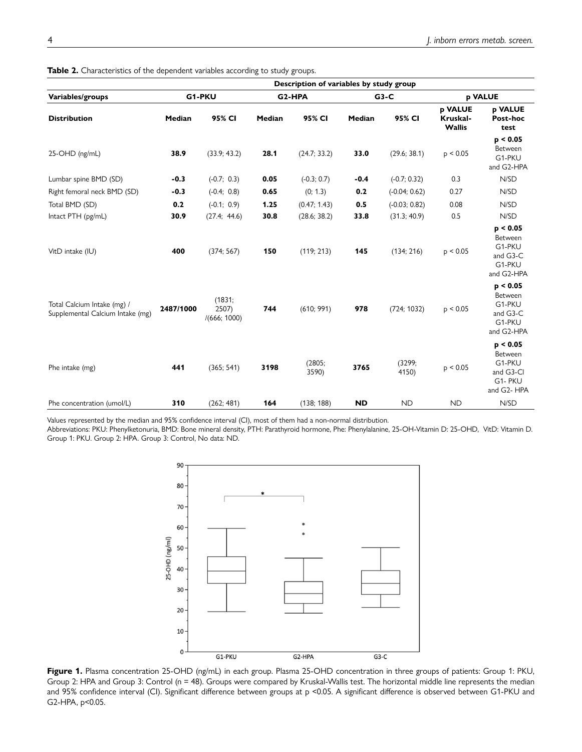**Table 2.** Characteristics of the dependent variables according to study groups.

| | Description of variables by study group | | | | | | | |
|---|---|---|---|---|---|---|---|---|
| **Variables/groups** | **G1-PKU** | | **G2-HPA** | | **G3-C** | | **p VALUE** | |
| **Distribution** | **Median** | **95% CI** | **Median** | **95% CI** | **Median** | **95% CI** | **p VALUE Kruskal-Wallis** | **p VALUE Post-hoc test** |
| 25-OHD (ng/mL) | **38.9** | (33.9; 43.2) | **28.1** | (24.7; 33.2) | **33.0** | (29.6; 38.1) | p < 0.05 | **p < 0.05** Between G1-PKU and G2-HPA |
| Lumbar spine BMD (SD) | **-0.3** | (-0.7; 0.3) | **0.05** | (-0.3; 0.7) | **-0.4** | (-0.7; 0.32) | 0.3 | N/SD |
| Right femoral neck BMD (SD) | **-0.3** | (-0.4; 0.8) | **0.65** | (0; 1.3) | **0.2** | (-0.04; 0.62) | 0.27 | N/SD |
| Total BMD (SD) | **0.2** | (-0.1; 0.9) | **1.25** | (0.47; 1.43) | **0.5** | (-0.03; 0.82) | 0.08 | N/SD |
| Intact PTH (pg/mL) | **30.9** | (27.4; 44.6) | **30.8** | (28.6; 38.2) | **33.8** | (31.3; 40.9) | 0.5 | N/SD |
| VitD intake (IU) | **400** | (374; 567) | **150** | (119; 213) | **145** | (134; 216) | p < 0.05 | **p < 0.05** Between G1-PKU and G3-C G1-PKU and G2-HPA |
| Total Calcium Intake (mg) / Supplemental Calcium Intake (mg) | **2487/1000** | (1831; 2507) /(666; 1000) | **744** | (610; 991) | **978** | (724; 1032) | p < 0.05 | **p < 0.05** Between G1-PKU and G3-C G1-PKU and G2-HPA |
| Phe intake (mg) | **441** | (365; 541) | **3198** | (2805; 3590) | **3765** | (3299; 4150) | p < 0.05 | **p < 0.05** Between G1-PKU and G3-Cl G1- PKU and G2- HPA |
| Phe concentration (umol/L) | **310** | (262; 481) | **164** | (138; 188) | **ND** | ND | ND | N/SD |

Values represented by the median and 95% confidence interval (CI), most of them had a non-normal distribution.
Abbreviations: PKU: Phenylketonuria, BMD: Bone mineral density, PTH: Parathyroid hormone, Phe: Phenylalanine, 25-OH-Vitamin D: 25-OHD, VitD: Vitamin D. Group 1: PKU. Group 2: HPA. Group 3: Control, No data: ND.

**Figure 1.** Plasma concentration 25-OHD (ng/mL) in each group. Plasma 25-OHD concentration in three groups of patients: Group 1: PKU, Group 2: HPA and Group 3: Control (n = 48). Groups were compared by Kruskal-Wallis test. The horizontal middle line represents the median and 95% confidence interval (CI). Significant difference between groups at p <0.05. A significant difference is observed between G1-PKU and G2-HPA, p<0.05.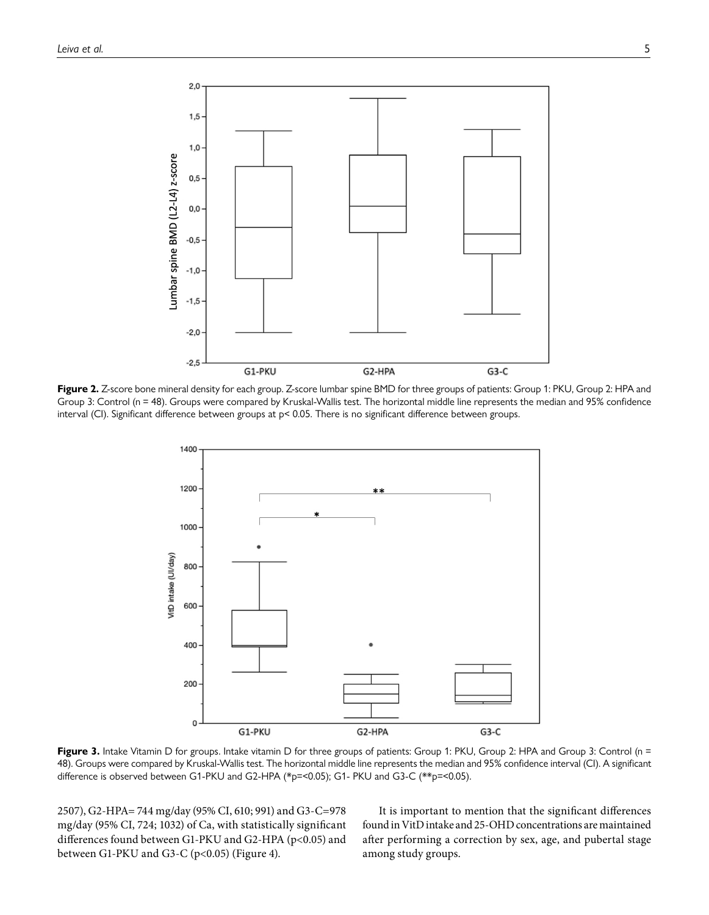**Figure 2.** Z-score bone mineral density for each group. Z-score lumbar spine BMD for three groups of patients: Group 1: PKU, Group 2: HPA and Group 3: Control (n = 48). Groups were compared by Kruskal-Wallis test. The horizontal middle line represents the median and 95% confidence interval (CI). Significant difference between groups at p< 0.05. There is no significant difference between groups.

**Figure 3.** Intake Vitamin D for groups. Intake vitamin D for three groups of patients: Group 1: PKU, Group 2: HPA and Group 3: Control (n = 48). Groups were compared by Kruskal-Wallis test. The horizontal middle line represents the median and 95% confidence interval (CI). A significant difference is observed between G1-PKU and G2-HPA (*p=<0.05); G1- PKU and G3-C (**p=<0.05).

2507), G2-HPA= 744 mg/day (95% CI, 610; 991) and G3-C=978 mg/day (95% CI, 724; 1032) of Ca, with statistically significant differences found between G1-PKU and G2-HPA (p<0.05) and between G1-PKU and G3-C (p<0.05) (Figure 4).

It is important to mention that the significant differences found in VitD intake and 25-OHD concentrations are maintained after performing a correction by sex, age, and pubertal stage among study groups.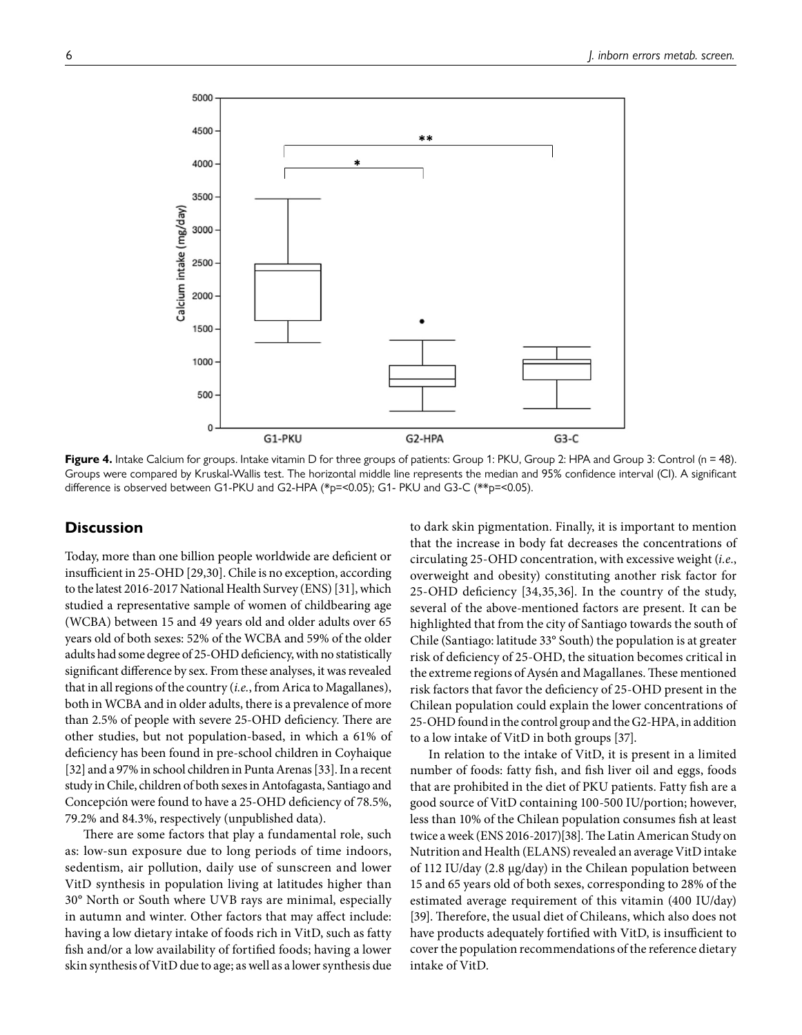**Figure 4.** Intake Calcium for groups. Intake vitamin D for three groups of patients: Group 1: PKU, Group 2: HPA and Group 3: Control (n = 48). Groups were compared by Kruskal-Wallis test. The horizontal middle line represents the median and 95% confidence interval (CI). A significant difference is observed between G1-PKU and G2-HPA (*p=<0.05); G1- PKU and G3-C (**p=<0.05).

## Discussion

Today, more than one billion people worldwide are deficient or insufficient in 25-OHD [29,30]. Chile is no exception, according to the latest 2016-2017 National Health Survey (ENS) [31], which studied a representative sample of women of childbearing age (WCBA) between 15 and 49 years old and older adults over 65 years old of both sexes: 52% of the WCBA and 59% of the older adults had some degree of 25-OHD deficiency, with no statistically significant difference by sex. From these analyses, it was revealed that in all regions of the country (*i.e.*, from Arica to Magallanes), both in WCBA and in older adults, there is a prevalence of more than 2.5% of people with severe 25-OHD deficiency. There are other studies, but not population-based, in which a 61% of deficiency has been found in pre-school children in Coyhaique [32] and a 97% in school children in Punta Arenas [33]. In a recent study in Chile, children of both sexes in Antofagasta, Santiago and Concepción were found to have a 25-OHD deficiency of 78.5%, 79.2% and 84.3%, respectively (unpublished data).

There are some factors that play a fundamental role, such as: low-sun exposure due to long periods of time indoors, sedentism, air pollution, daily use of sunscreen and lower VitD synthesis in population living at latitudes higher than 30° North or South where UVB rays are minimal, especially in autumn and winter. Other factors that may affect include: having a low dietary intake of foods rich in VitD, such as fatty fish and/or a low availability of fortified foods; having a lower skin synthesis of VitD due to age; as well as a lower synthesis due to dark skin pigmentation. Finally, it is important to mention that the increase in body fat decreases the concentrations of circulating 25-OHD concentration, with excessive weight (*i.e.*, overweight and obesity) constituting another risk factor for 25-OHD deficiency [34,35,36]. In the country of the study, several of the above-mentioned factors are present. It can be highlighted that from the city of Santiago towards the south of Chile (Santiago: latitude 33° South) the population is at greater risk of deficiency of 25-OHD, the situation becomes critical in the extreme regions of Aysén and Magallanes. These mentioned risk factors that favor the deficiency of 25-OHD present in the Chilean population could explain the lower concentrations of 25-OHD found in the control group and the G2-HPA, in addition to a low intake of VitD in both groups [37].

In relation to the intake of VitD, it is present in a limited number of foods: fatty fish, and fish liver oil and eggs, foods that are prohibited in the diet of PKU patients. Fatty fish are a good source of VitD containing 100-500 IU/portion; however, less than 10% of the Chilean population consumes fish at least twice a week (ENS 2016-2017)[38]. The Latin American Study on Nutrition and Health (ELANS) revealed an average VitD intake of 112 IU/day (2.8 μg/day) in the Chilean population between 15 and 65 years old of both sexes, corresponding to 28% of the estimated average requirement of this vitamin (400 IU/day) [39]. Therefore, the usual diet of Chileans, which also does not have products adequately fortified with VitD, is insufficient to cover the population recommendations of the reference dietary intake of VitD.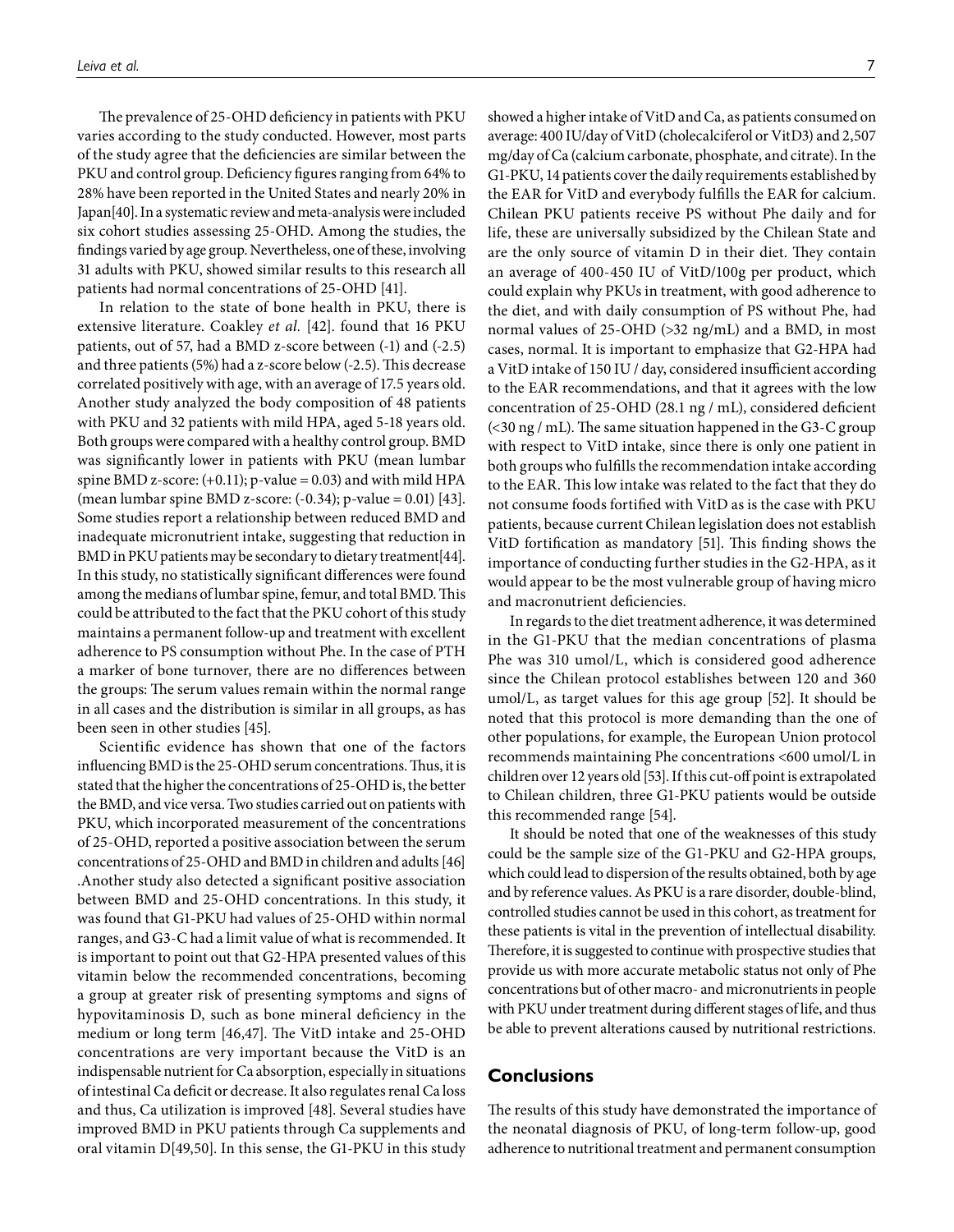The prevalence of 25-OHD deficiency in patients with PKU varies according to the study conducted. However, most parts of the study agree that the deficiencies are similar between the PKU and control group. Deficiency figures ranging from 64% to 28% have been reported in the United States and nearly 20% in Japan[40]. In a systematic review and meta-analysis were included six cohort studies assessing 25-OHD. Among the studies, the findings varied by age group. Nevertheless, one of these, involving 31 adults with PKU, showed similar results to this research all patients had normal concentrations of 25-OHD [41].

In relation to the state of bone health in PKU, there is extensive literature. Coakley *et al.* [42]. found that 16 PKU patients, out of 57, had a BMD z-score between (-1) and (-2.5) and three patients (5%) had a z-score below (-2.5). This decrease correlated positively with age, with an average of 17.5 years old. Another study analyzed the body composition of 48 patients with PKU and 32 patients with mild HPA, aged 5-18 years old. Both groups were compared with a healthy control group. BMD was significantly lower in patients with PKU (mean lumbar spine BMD z-score: (+0.11); p-value = 0.03) and with mild HPA (mean lumbar spine BMD z-score: (-0.34); p-value = 0.01) [43]. Some studies report a relationship between reduced BMD and inadequate micronutrient intake, suggesting that reduction in BMD in PKU patients may be secondary to dietary treatment[44]. In this study, no statistically significant differences were found among the medians of lumbar spine, femur, and total BMD. This could be attributed to the fact that the PKU cohort of this study maintains a permanent follow-up and treatment with excellent adherence to PS consumption without Phe. In the case of PTH a marker of bone turnover, there are no differences between the groups: The serum values remain within the normal range in all cases and the distribution is similar in all groups, as has been seen in other studies [45].

Scientific evidence has shown that one of the factors influencing BMD is the 25-OHD serum concentrations. Thus, it is stated that the higher the concentrations of 25-OHD is, the better the BMD, and vice versa. Two studies carried out on patients with PKU, which incorporated measurement of the concentrations of 25-OHD, reported a positive association between the serum concentrations of 25-OHD and BMD in children and adults [46] .Another study also detected a significant positive association between BMD and 25-OHD concentrations. In this study, it was found that G1-PKU had values of 25-OHD within normal ranges, and G3-C had a limit value of what is recommended. It is important to point out that G2-HPA presented values of this vitamin below the recommended concentrations, becoming a group at greater risk of presenting symptoms and signs of hypovitaminosis D, such as bone mineral deficiency in the medium or long term [46,47]. The VitD intake and 25-OHD concentrations are very important because the VitD is an indispensable nutrient for Ca absorption, especially in situations of intestinal Ca deficit or decrease. It also regulates renal Ca loss and thus, Ca utilization is improved [48]. Several studies have improved BMD in PKU patients through Ca supplements and oral vitamin D[49,50]. In this sense, the G1-PKU in this study showed a higher intake of VitD and Ca, as patients consumed on average: 400 IU/day of VitD (cholecalciferol or VitD3) and 2,507 mg/day of Ca (calcium carbonate, phosphate, and citrate). In the G1-PKU, 14 patients cover the daily requirements established by the EAR for VitD and everybody fulfills the EAR for calcium. Chilean PKU patients receive PS without Phe daily and for life, these are universally subsidized by the Chilean State and are the only source of vitamin D in their diet. They contain an average of 400-450 IU of VitD/100g per product, which could explain why PKUs in treatment, with good adherence to the diet, and with daily consumption of PS without Phe, had normal values of 25-OHD (>32 ng/mL) and a BMD, in most cases, normal. It is important to emphasize that G2-HPA had a VitD intake of 150 IU / day, considered insufficient according to the EAR recommendations, and that it agrees with the low concentration of 25-OHD (28.1 ng / mL), considered deficient (<30 ng / mL). The same situation happened in the G3-C group with respect to VitD intake, since there is only one patient in both groups who fulfills the recommendation intake according to the EAR. This low intake was related to the fact that they do not consume foods fortified with VitD as is the case with PKU patients, because current Chilean legislation does not establish VitD fortification as mandatory [51]. This finding shows the importance of conducting further studies in the G2-HPA, as it would appear to be the most vulnerable group of having micro and macronutrient deficiencies.

In regards to the diet treatment adherence, it was determined in the G1-PKU that the median concentrations of plasma Phe was 310 umol/L, which is considered good adherence since the Chilean protocol establishes between 120 and 360 umol/L, as target values for this age group [52]. It should be noted that this protocol is more demanding than the one of other populations, for example, the European Union protocol recommends maintaining Phe concentrations <600 umol/L in children over 12 years old [53]. If this cut-off point is extrapolated to Chilean children, three G1-PKU patients would be outside this recommended range [54].

It should be noted that one of the weaknesses of this study could be the sample size of the G1-PKU and G2-HPA groups, which could lead to dispersion of the results obtained, both by age and by reference values. As PKU is a rare disorder, double-blind, controlled studies cannot be used in this cohort, as treatment for these patients is vital in the prevention of intellectual disability. Therefore, it is suggested to continue with prospective studies that provide us with more accurate metabolic status not only of Phe concentrations but of other macro- and micronutrients in people with PKU under treatment during different stages of life, and thus be able to prevent alterations caused by nutritional restrictions.

## Conclusions

The results of this study have demonstrated the importance of the neonatal diagnosis of PKU, of long-term follow-up, good adherence to nutritional treatment and permanent consumption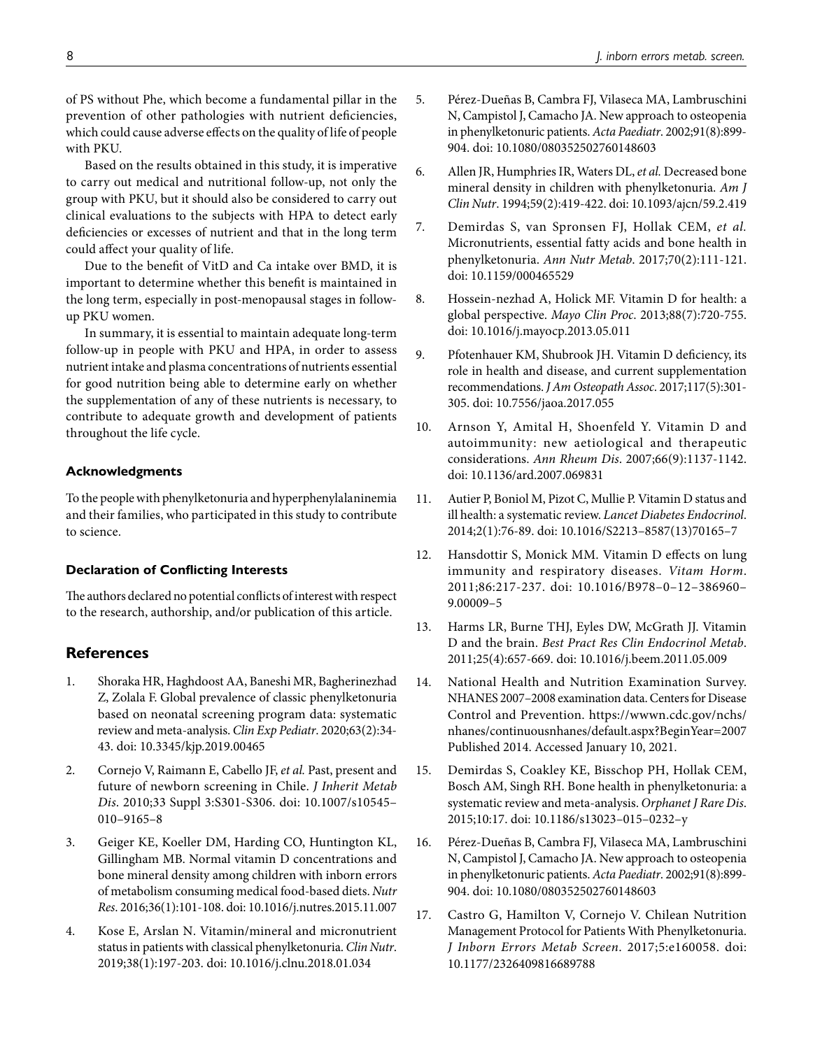of PS without Phe, which become a fundamental pillar in the prevention of other pathologies with nutrient deficiencies, which could cause adverse effects on the quality of life of people with PKU.

Based on the results obtained in this study, it is imperative to carry out medical and nutritional follow-up, not only the group with PKU, but it should also be considered to carry out clinical evaluations to the subjects with HPA to detect early deficiencies or excesses of nutrient and that in the long term could affect your quality of life.

Due to the benefit of VitD and Ca intake over BMD, it is important to determine whether this benefit is maintained in the long term, especially in post-menopausal stages in follow-up PKU women.

In summary, it is essential to maintain adequate long-term follow-up in people with PKU and HPA, in order to assess nutrient intake and plasma concentrations of nutrients essential for good nutrition being able to determine early on whether the supplementation of any of these nutrients is necessary, to contribute to adequate growth and development of patients throughout the life cycle.

### Acknowledgments

To the people with phenylketonuria and hyperphenylalaninemia and their families, who participated in this study to contribute to science.

### Declaration of Conflicting Interests

The authors declared no potential conflicts of interest with respect to the research, authorship, and/or publication of this article.

## References

1. Shoraka HR, Haghdoost AA, Baneshi MR, Bagherinezhad Z, Zolala F. Global prevalence of classic phenylketonuria based on neonatal screening program data: systematic review and meta-analysis. *Clin Exp Pediatr*. 2020;63(2):34-43. doi: 10.3345/kjp.2019.00465
2. Cornejo V, Raimann E, Cabello JF, *et al.* Past, present and future of newborn screening in Chile. *J Inherit Metab Dis*. 2010;33 Suppl 3:S301-S306. doi: 10.1007/s10545–010–9165–8
3. Geiger KE, Koeller DM, Harding CO, Huntington KL, Gillingham MB. Normal vitamin D concentrations and bone mineral density among children with inborn errors of metabolism consuming medical food-based diets. *Nutr Res*. 2016;36(1):101-108. doi: 10.1016/j.nutres.2015.11.007
4. Kose E, Arslan N. Vitamin/mineral and micronutrient status in patients with classical phenylketonuria. *Clin Nutr*. 2019;38(1):197-203. doi: 10.1016/j.clnu.2018.01.034
5. Pérez-Dueñas B, Cambra FJ, Vilaseca MA, Lambruschini N, Campistol J, Camacho JA. New approach to osteopenia in phenylketonuric patients. *Acta Paediatr*. 2002;91(8):899-904. doi: 10.1080/080352502760148603
6. Allen JR, Humphries IR, Waters DL, *et al.* Decreased bone mineral density in children with phenylketonuria. *Am J Clin Nutr*. 1994;59(2):419-422. doi: 10.1093/ajcn/59.2.419
7. Demirdas S, van Spronsen FJ, Hollak CEM, *et al.* Micronutrients, essential fatty acids and bone health in phenylketonuria. *Ann Nutr Metab*. 2017;70(2):111-121. doi: 10.1159/000465529
8. Hossein-nezhad A, Holick MF. Vitamin D for health: a global perspective. *Mayo Clin Proc*. 2013;88(7):720-755. doi: 10.1016/j.mayocp.2013.05.011
9. Pfotenhauer KM, Shubrook JH. Vitamin D deficiency, its role in health and disease, and current supplementation recommendations. *J Am Osteopath Assoc*. 2017;117(5):301-305. doi: 10.7556/jaoa.2017.055
10. Arnson Y, Amital H, Shoenfeld Y. Vitamin D and autoimmunity: new aetiological and therapeutic considerations. *Ann Rheum Dis*. 2007;66(9):1137-1142. doi: 10.1136/ard.2007.069831
11. Autier P, Boniol M, Pizot C, Mullie P. Vitamin D status and ill health: a systematic review. *Lancet Diabetes Endocrinol*. 2014;2(1):76-89. doi: 10.1016/S2213–8587(13)70165–7
12. Hansdottir S, Monick MM. Vitamin D effects on lung immunity and respiratory diseases. *Vitam Horm*. 2011;86:217-237. doi: 10.1016/B978–0–12–386960–9.00009–5
13. Harms LR, Burne THJ, Eyles DW, McGrath JJ. Vitamin D and the brain. *Best Pract Res Clin Endocrinol Metab*. 2011;25(4):657-669. doi: 10.1016/j.beem.2011.05.009
14. National Health and Nutrition Examination Survey. NHANES 2007–2008 examination data. Centers for Disease Control and Prevention. https://wwwn.cdc.gov/nchs/nhanes/continuousnhanes/default.aspx?BeginYear=2007 Published 2014. Accessed January 10, 2021.
15. Demirdas S, Coakley KE, Bisschop PH, Hollak CEM, Bosch AM, Singh RH. Bone health in phenylketonuria: a systematic review and meta-analysis. *Orphanet J Rare Dis*. 2015;10:17. doi: 10.1186/s13023–015–0232–y
16. Pérez-Dueñas B, Cambra FJ, Vilaseca MA, Lambruschini N, Campistol J, Camacho JA. New approach to osteopenia in phenylketonuric patients. *Acta Paediatr*. 2002;91(8):899-904. doi: 10.1080/080352502760148603
17. Castro G, Hamilton V, Cornejo V. Chilean Nutrition Management Protocol for Patients With Phenylketonuria. *J Inborn Errors Metab Screen*. 2017;5:e160058. doi: 10.1177/2326409816689788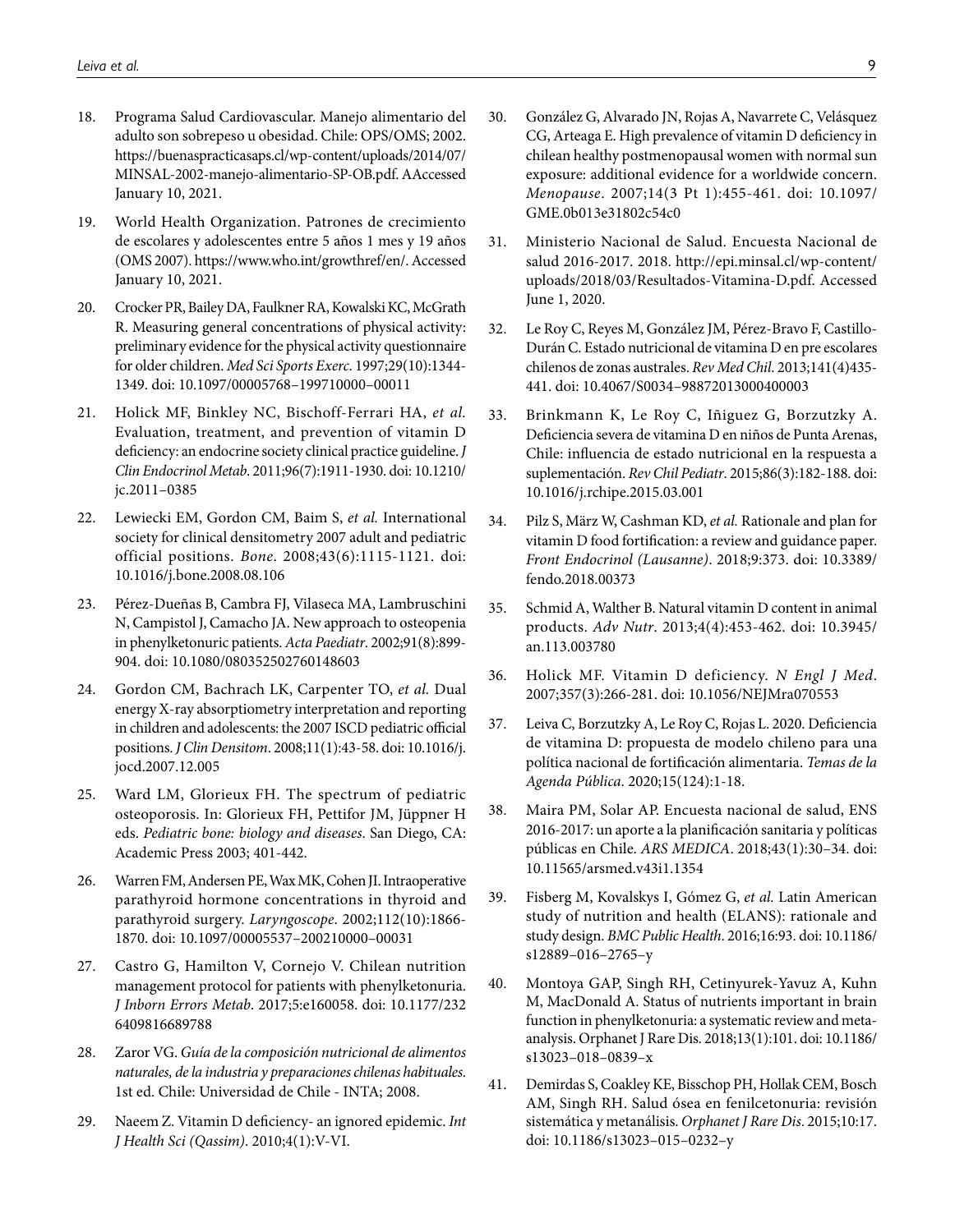18. Programa Salud Cardiovascular. Manejo alimentario del adulto son sobrepeso u obesidad. Chile: OPS/OMS; 2002. https://buenaspracticasaps.cl/wp-content/uploads/2014/07/MINSAL-2002-manejo-alimentario-SP-OB.pdf. AAccessed January 10, 2021.

19. World Health Organization. Patrones de crecimiento de escolares y adolescentes entre 5 años 1 mes y 19 años (OMS 2007). https://www.who.int/growthref/en/. Accessed January 10, 2021.

20. Crocker PR, Bailey DA, Faulkner RA, Kowalski KC, McGrath R. Measuring general concentrations of physical activity: preliminary evidence for the physical activity questionnaire for older children. *Med Sci Sports Exerc*. 1997;29(10):1344-1349. doi: 10.1097/00005768–199710000–00011

21. Holick MF, Binkley NC, Bischoff-Ferrari HA, *et al.* Evaluation, treatment, and prevention of vitamin D deficiency: an endocrine society clinical practice guideline. *J Clin Endocrinol Metab*. 2011;96(7):1911-1930. doi: 10.1210/jc.2011–0385

22. Lewiecki EM, Gordon CM, Baim S, *et al.* International society for clinical densitometry 2007 adult and pediatric official positions. *Bone*. 2008;43(6):1115-1121. doi: 10.1016/j.bone.2008.08.106

23. Pérez-Dueñas B, Cambra FJ, Vilaseca MA, Lambruschini N, Campistol J, Camacho JA. New approach to osteopenia in phenylketonuric patients. *Acta Paediatr*. 2002;91(8):899-904. doi: 10.1080/080352502760148603

24. Gordon CM, Bachrach LK, Carpenter TO, *et al.* Dual energy X-ray absorptiometry interpretation and reporting in children and adolescents: the 2007 ISCD pediatric official positions. *J Clin Densitom*. 2008;11(1):43-58. doi: 10.1016/j.jocd.2007.12.005

25. Ward LM, Glorieux FH. The spectrum of pediatric osteoporosis. In: Glorieux FH, Pettifor JM, Jüppner H eds. *Pediatric bone: biology and diseases*. San Diego, CA: Academic Press 2003; 401-442.

26. Warren FM, Andersen PE, Wax MK, Cohen JI. Intraoperative parathyroid hormone concentrations in thyroid and parathyroid surgery. *Laryngoscope*. 2002;112(10):1866-1870. doi: 10.1097/00005537–200210000–00031

27. Castro G, Hamilton V, Cornejo V. Chilean nutrition management protocol for patients with phenylketonuria. *J Inborn Errors Metab*. 2017;5:e160058. doi: 10.1177/2326409816689788

28. Zaror VG. *Guía de la composición nutricional de alimentos naturales, de la industria y preparaciones chilenas habituales*. 1st ed. Chile: Universidad de Chile - INTA; 2008.

29. Naeem Z. Vitamin D deficiency- an ignored epidemic. *Int J Health Sci (Qassim)*. 2010;4(1):V-VI.

30. González G, Alvarado JN, Rojas A, Navarrete C, Velásquez CG, Arteaga E. High prevalence of vitamin D deficiency in chilean healthy postmenopausal women with normal sun exposure: additional evidence for a worldwide concern. *Menopause*. 2007;14(3 Pt 1):455-461. doi: 10.1097/GME.0b013e31802c54c0

31. Ministerio Nacional de Salud. Encuesta Nacional de salud 2016-2017. 2018. http://epi.minsal.cl/wp-content/uploads/2018/03/Resultados-Vitamina-D.pdf. Accessed June 1, 2020.

32. Le Roy C, Reyes M, González JM, Pérez-Bravo F, Castillo-Durán C. Estado nutricional de vitamina D en pre escolares chilenos de zonas australes. *Rev Med Chil*. 2013;141(4)435-441. doi: 10.4067/S0034–98872013000400003

33. Brinkmann K, Le Roy C, Iñiguez G, Borzutzky A. Deficiencia severa de vitamina D en niños de Punta Arenas, Chile: influencia de estado nutricional en la respuesta a suplementación. *Rev Chil Pediatr*. 2015;86(3):182-188. doi: 10.1016/j.rchipe.2015.03.001

34. Pilz S, März W, Cashman KD, *et al.* Rationale and plan for vitamin D food fortification: a review and guidance paper. *Front Endocrinol (Lausanne)*. 2018;9:373. doi: 10.3389/fendo.2018.00373

35. Schmid A, Walther B. Natural vitamin D content in animal products. *Adv Nutr*. 2013;4(4):453-462. doi: 10.3945/an.113.003780

36. Holick MF. Vitamin D deficiency. *N Engl J Med*. 2007;357(3):266-281. doi: 10.1056/NEJMra070553

37. Leiva C, Borzutzky A, Le Roy C, Rojas L. 2020. Deficiencia de vitamina D: propuesta de modelo chileno para una política nacional de fortificación alimentaria. *Temas de la Agenda Pública*. 2020;15(124):1-18.

38. Maira PM, Solar AP. Encuesta nacional de salud, ENS 2016-2017: un aporte a la planificación sanitaria y políticas públicas en Chile. *ARS MEDICA*. 2018;43(1):30–34. doi: 10.11565/arsmed.v43i1.1354

39. Fisberg M, Kovalskys I, Gómez G, *et al.* Latin American study of nutrition and health (ELANS): rationale and study design. *BMC Public Health*. 2016;16:93. doi: 10.1186/s12889–016–2765–y

40. Montoya GAP, Singh RH, Cetinyurek-Yavuz A, Kuhn M, MacDonald A. Status of nutrients important in brain function in phenylketonuria: a systematic review and meta-analysis. Orphanet J Rare Dis. 2018;13(1):101. doi: 10.1186/s13023–018–0839–x

41. Demirdas S, Coakley KE, Bisschop PH, Hollak CEM, Bosch AM, Singh RH. Salud ósea en fenilcetonuria: revisión sistemática y metanálisis. *Orphanet J Rare Dis*. 2015;10:17. doi: 10.1186/s13023–015–0232–y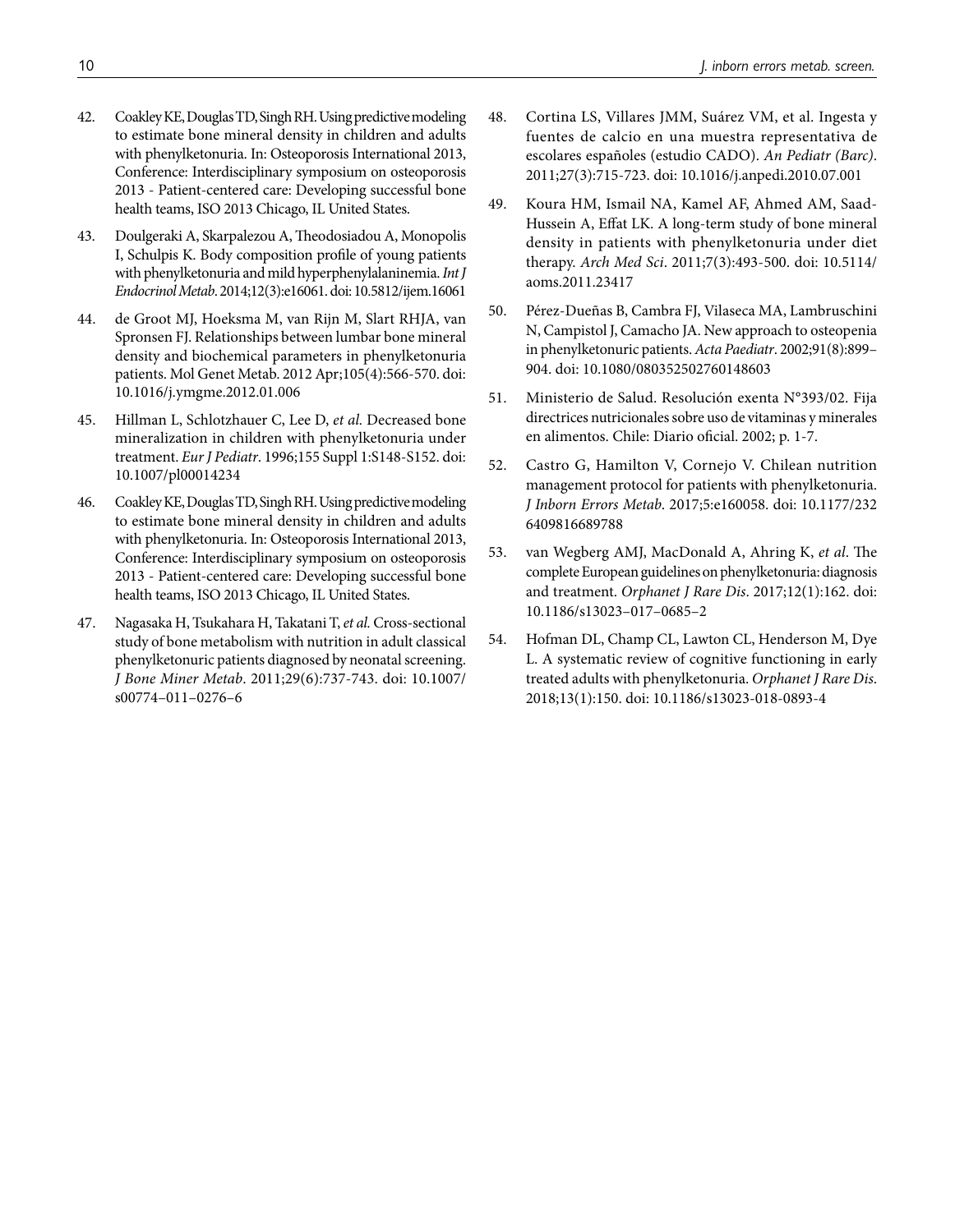42. Coakley KE, Douglas TD, Singh RH. Using predictive modeling to estimate bone mineral density in children and adults with phenylketonuria. In: Osteoporosis International 2013, Conference: Interdisciplinary symposium on osteoporosis 2013 - Patient-centered care: Developing successful bone health teams, ISO 2013 Chicago, IL United States.

43. Doulgeraki A, Skarpalezou A, Theodosiadou A, Monopolis I, Schulpis K. Body composition profile of young patients with phenylketonuria and mild hyperphenylalaninemia. *Int J Endocrinol Metab*. 2014;12(3):e16061. doi: 10.5812/ijem.16061

44. de Groot MJ, Hoeksma M, van Rijn M, Slart RHJA, van Spronsen FJ. Relationships between lumbar bone mineral density and biochemical parameters in phenylketonuria patients. Mol Genet Metab. 2012 Apr;105(4):566-570. doi: 10.1016/j.ymgme.2012.01.006

45. Hillman L, Schlotzhauer C, Lee D, *et al.* Decreased bone mineralization in children with phenylketonuria under treatment. *Eur J Pediatr*. 1996;155 Suppl 1:S148-S152. doi: 10.1007/pl00014234

46. Coakley KE, Douglas TD, Singh RH. Using predictive modeling to estimate bone mineral density in children and adults with phenylketonuria. In: Osteoporosis International 2013, Conference: Interdisciplinary symposium on osteoporosis 2013 - Patient-centered care: Developing successful bone health teams, ISO 2013 Chicago, IL United States.

47. Nagasaka H, Tsukahara H, Takatani T, *et al.* Cross-sectional study of bone metabolism with nutrition in adult classical phenylketonuric patients diagnosed by neonatal screening. *J Bone Miner Metab*. 2011;29(6):737-743. doi: 10.1007/s00774–011–0276–6

48. Cortina LS, Villares JMM, Suárez VM, et al. Ingesta y fuentes de calcio en una muestra representativa de escolares españoles (estudio CADO). *An Pediatr (Barc)*. 2011;27(3):715-723. doi: 10.1016/j.anpedi.2010.07.001

49. Koura HM, Ismail NA, Kamel AF, Ahmed AM, Saad-Hussein A, Effat LK. A long-term study of bone mineral density in patients with phenylketonuria under diet therapy. *Arch Med Sci*. 2011;7(3):493-500. doi: 10.5114/aoms.2011.23417

50. Pérez-Dueñas B, Cambra FJ, Vilaseca MA, Lambruschini N, Campistol J, Camacho JA. New approach to osteopenia in phenylketonuric patients. *Acta Paediatr*. 2002;91(8):899–904. doi: 10.1080/080352502760148603

51. Ministerio de Salud. Resolución exenta N°393/02. Fija directrices nutricionales sobre uso de vitaminas y minerales en alimentos. Chile: Diario oficial. 2002; p. 1-7.

52. Castro G, Hamilton V, Cornejo V. Chilean nutrition management protocol for patients with phenylketonuria. *J Inborn Errors Metab*. 2017;5:e160058. doi: 10.1177/2326409816689788

53. van Wegberg AMJ, MacDonald A, Ahring K, *et al*. The complete European guidelines on phenylketonuria: diagnosis and treatment. *Orphanet J Rare Dis*. 2017;12(1):162. doi: 10.1186/s13023–017–0685–2

54. Hofman DL, Champ CL, Lawton CL, Henderson M, Dye L. A systematic review of cognitive functioning in early treated adults with phenylketonuria. *Orphanet J Rare Dis*. 2018;13(1):150. doi: 10.1186/s13023-018-0893-4